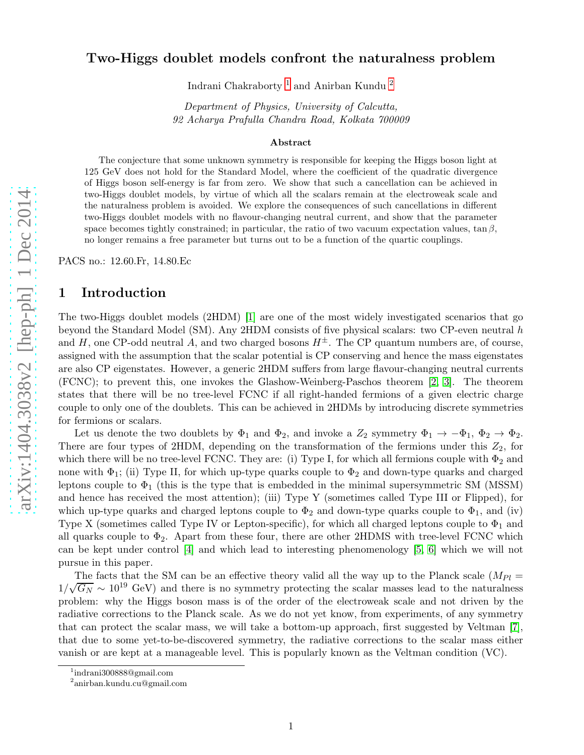# Two-Higgs doublet models confront the naturalness problem

Indrani Chakraborty [1] and Anirban Kundu [2]

*Department of Physics, University of Calcutta,*
*92 Acharya Prafulla Chandra Road, Kolkata 700009*

### Abstract

The conjecture that some unknown symmetry is responsible for keeping the Higgs boson light at 125 GeV does not hold for the Standard Model, where the coefficient of the quadratic divergence of Higgs boson self-energy is far from zero. We show that such a cancellation can be achieved in two-Higgs doublet models, by virtue of which all the scalars remain at the electroweak scale and the naturalness problem is avoided. We explore the consequences of such cancellations in different two-Higgs doublet models with no flavour-changing neutral current, and show that the parameter space becomes tightly constrained; in particular, the ratio of two vacuum expectation values, $\tan\beta$, no longer remains a free parameter but turns out to be a function of the quartic couplings.

PACS no.: 12.60.Fr, 14.80.Ec

## 1 Introduction

The two-Higgs doublet models (2HDM) [1] are one of the most widely investigated scenarios that go beyond the Standard Model (SM). Any 2HDM consists of five physical scalars: two CP-even neutral $h$ and $H$, one CP-odd neutral $A$, and two charged bosons $H^\pm$. The CP quantum numbers are, of course, assigned with the assumption that the scalar potential is CP conserving and hence the mass eigenstates are also CP eigenstates. However, a generic 2HDM suffers from large flavour-changing neutral currents (FCNC); to prevent this, one invokes the Glashow-Weinberg-Paschos theorem [2, 3]. The theorem states that there will be no tree-level FCNC if all right-handed fermions of a given electric charge couple to only one of the doublets. This can be achieved in 2HDMs by introducing discrete symmetries for fermions or scalars.

Let us denote the two doublets by $\Phi_1$ and $\Phi_2$, and invoke a $Z_2$ symmetry $\Phi_1 \to -\Phi_1$, $\Phi_2 \to \Phi_2$. There are four types of 2HDM, depending on the transformation of the fermions under this $Z_2$, for which there will be no tree-level FCNC. They are: (i) Type I, for which all fermions couple with $\Phi_2$ and none with $\Phi_1$; (ii) Type II, for which up-type quarks couple to $\Phi_2$ and down-type quarks and charged leptons couple to $\Phi_1$ (this is the type that is embedded in the minimal supersymmetric SM (MSSM) and hence has received the most attention); (iii) Type Y (sometimes called Type III or Flipped), for which up-type quarks and charged leptons couple to $\Phi_2$ and down-type quarks couple to $\Phi_1$, and (iv) Type X (sometimes called Type IV or Lepton-specific), for which all charged leptons couple to $\Phi_1$ and all quarks couple to $\Phi_2$. Apart from these four, there are other 2HDMS with tree-level FCNC which can be kept under control [4] and which lead to interesting phenomenology [5, 6] which we will not pursue in this paper.

The facts that the SM can be an effective theory valid all the way up to the Planck scale ($M_{Pl} = 1/\sqrt{G_N} \sim 10^{19}$ GeV) and there is no symmetry protecting the scalar masses lead to the naturalness problem: why the Higgs boson mass is of the order of the electroweak scale and not driven by the radiative corrections to the Planck scale. As we do not yet know, from experiments, of any symmetry that can protect the scalar mass, we will take a bottom-up approach, first suggested by Veltman [7], that due to some yet-to-be-discovered symmetry, the radiative corrections to the scalar mass either vanish or are kept at a manageable level. This is popularly known as the Veltman condition (VC).

[1] indrani300888@gmail.com
[2] anirban.kundu.cu@gmail.com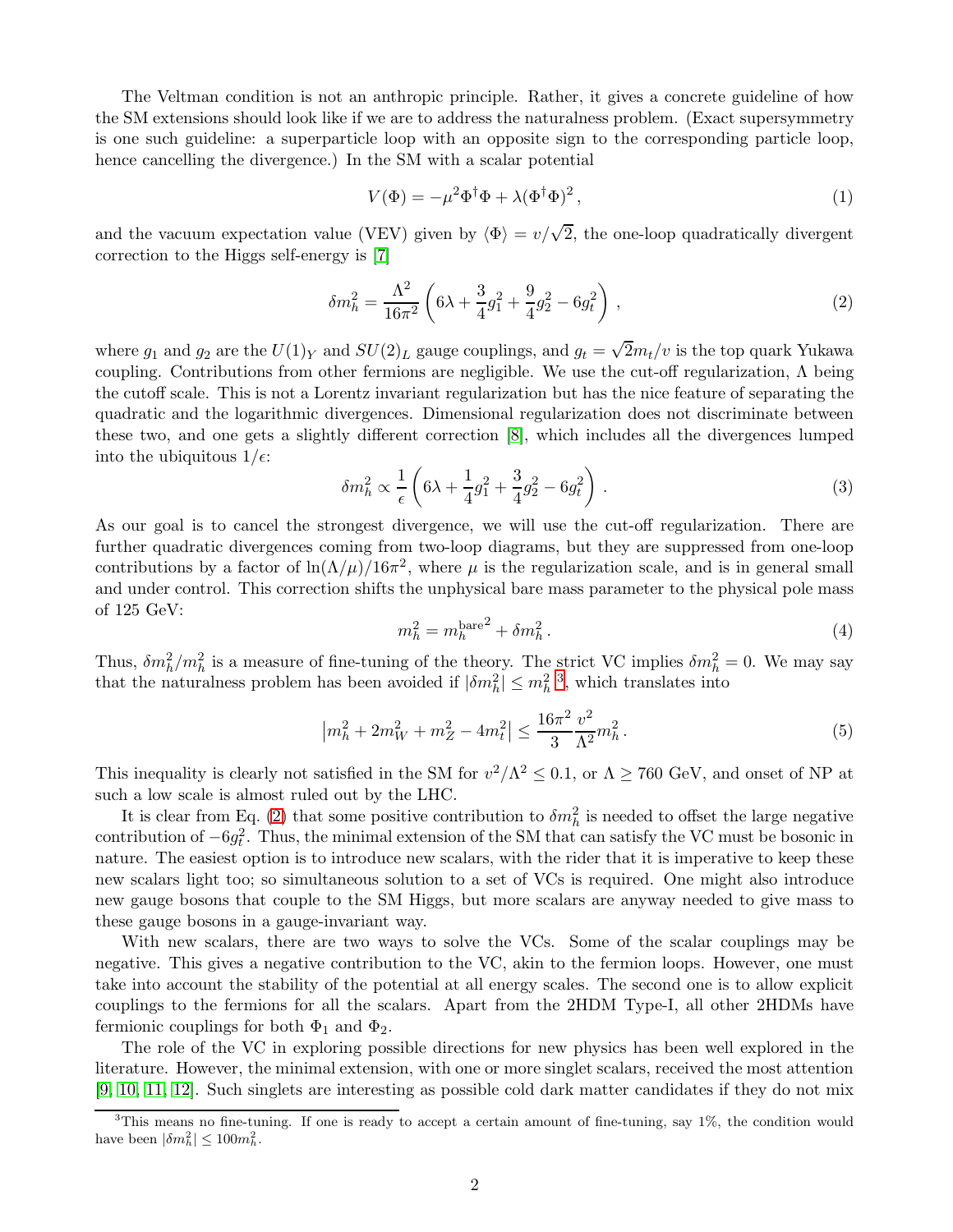The Veltman condition is not an anthropic principle. Rather, it gives a concrete guideline of how the SM extensions should look like if we are to address the naturalness problem. (Exact supersymmetry is one such guideline: a superparticle loop with an opposite sign to the corresponding particle loop, hence cancelling the divergence.) In the SM with a scalar potential

$$V(\Phi) = -\mu^2 \Phi^\dagger \Phi + \lambda (\Phi^\dagger \Phi)^2 \,, \tag{1}$$

and the vacuum expectation value (VEV) given by $\langle \Phi \rangle = v/\sqrt{2}$, the one-loop quadratically divergent correction to the Higgs self-energy is [7]

$$\delta m_h^2 = \frac{\Lambda^2}{16\pi^2} \left( 6\lambda + \frac{3}{4} g_1^2 + \frac{9}{4} g_2^2 - 6 g_t^2 \right) \,, \tag{2}$$

where $g_1$ and $g_2$ are the $U(1)_Y$ and $SU(2)_L$ gauge couplings, and $g_t = \sqrt{2} m_t / v$ is the top quark Yukawa coupling. Contributions from other fermions are negligible. We use the cut-off regularization, $\Lambda$ being the cutoff scale. This is not a Lorentz invariant regularization but has the nice feature of separating the quadratic and the logarithmic divergences. Dimensional regularization does not discriminate between these two, and one gets a slightly different correction [8], which includes all the divergences lumped into the ubiquitous $1/\epsilon$:

$$\delta m_h^2 \propto \frac{1}{\epsilon} \left( 6\lambda + \frac{1}{4} g_1^2 + \frac{3}{4} g_2^2 - 6 g_t^2 \right) \,. \tag{3}$$

As our goal is to cancel the strongest divergence, we will use the cut-off regularization. There are further quadratic divergences coming from two-loop diagrams, but they are suppressed from one-loop contributions by a factor of $\ln(\Lambda/\mu)/16\pi^2$, where $\mu$ is the regularization scale, and is in general small and under control. This correction shifts the unphysical bare mass parameter to the physical pole mass of 125 GeV:

$$m_h^2 = {m_h^{\rm bare}}^2 + \delta m_h^2 \,. \tag{4}$$

Thus, $\delta m_h^2 / m_h^2$ is a measure of fine-tuning of the theory. The strict VC implies $\delta m_h^2 = 0$. We may say that the naturalness problem has been avoided if $|\delta m_h^2| \leq m_h^2$ [3], which translates into

$$\left| m_h^2 + 2 m_W^2 + m_Z^2 - 4 m_t^2 \right| \leq \frac{16\pi^2}{3} \frac{v^2}{\Lambda^2} m_h^2 \,. \tag{5}$$

This inequality is clearly not satisfied in the SM for $v^2/\Lambda^2 \leq 0.1$, or $\Lambda \geq 760$ GeV, and onset of NP at such a low scale is almost ruled out by the LHC.

It is clear from Eq. (2) that some positive contribution to $\delta m_h^2$ is needed to offset the large negative contribution of $-6 g_t^2$. Thus, the minimal extension of the SM that can satisfy the VC must be bosonic in nature. The easiest option is to introduce new scalars, with the rider that it is imperative to keep these new scalars light too; so simultaneous solution to a set of VCs is required. One might also introduce new gauge bosons that couple to the SM Higgs, but more scalars are anyway needed to give mass to these gauge bosons in a gauge-invariant way.

With new scalars, there are two ways to solve the VCs. Some of the scalar couplings may be negative. This gives a negative contribution to the VC, akin to the fermion loops. However, one must take into account the stability of the potential at all energy scales. The second one is to allow explicit couplings to the fermions for all the scalars. Apart from the 2HDM Type-I, all other 2HDMs have fermionic couplings for both $\Phi_1$ and $\Phi_2$.

The role of the VC in exploring possible directions for new physics has been well explored in the literature. However, the minimal extension, with one or more singlet scalars, received the most attention [9, 10, 11, 12]. Such singlets are interesting as possible cold dark matter candidates if they do not mix

[3] This means no fine-tuning. If one is ready to accept a certain amount of fine-tuning, say 1%, the condition would have been $|\delta m_h^2| \leq 100 m_h^2$.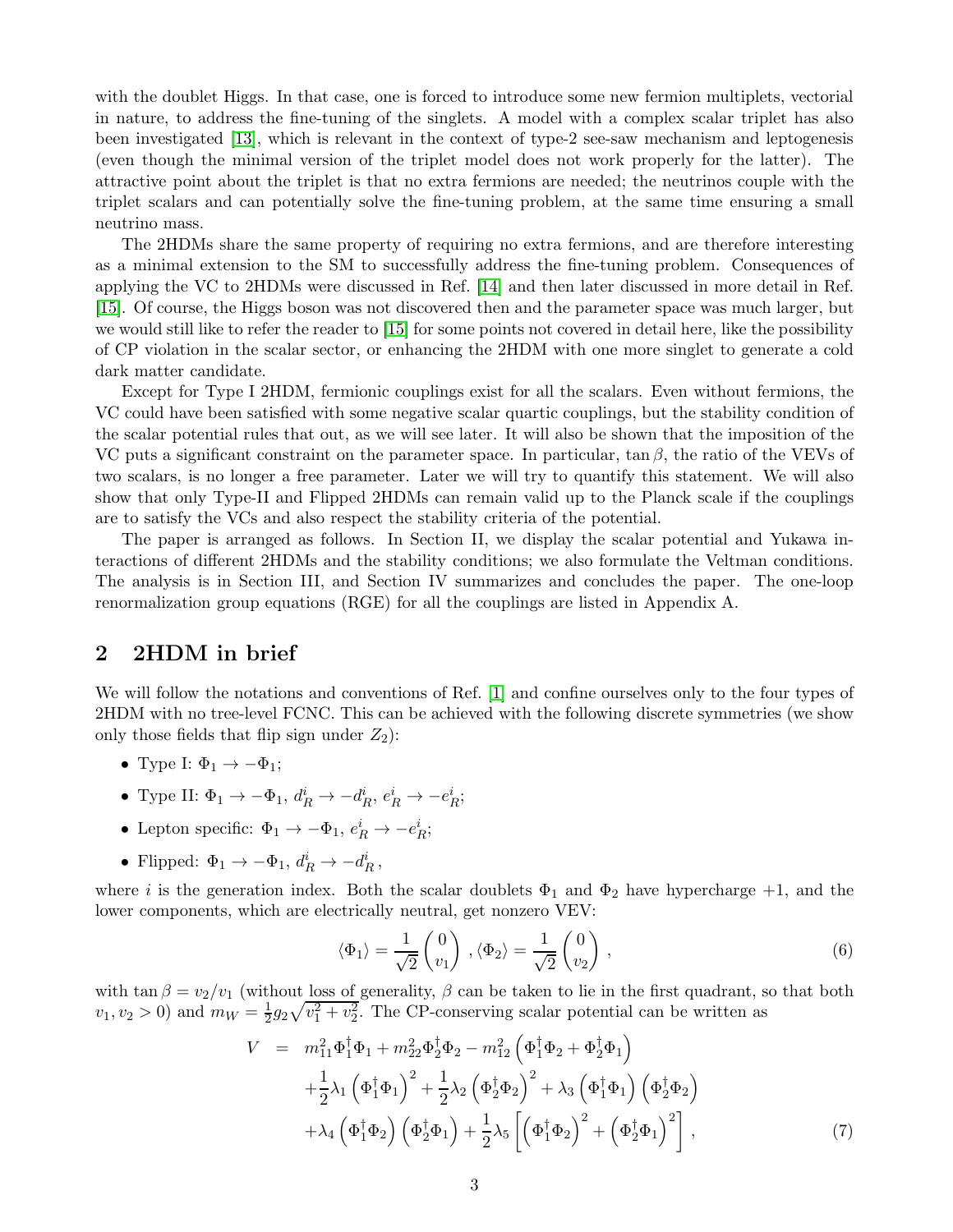with the doublet Higgs. In that case, one is forced to introduce some new fermion multiplets, vectorial in nature, to address the fine-tuning of the singlets. A model with a complex scalar triplet has also been investigated [13], which is relevant in the context of type-2 see-saw mechanism and leptogenesis (even though the minimal version of the triplet model does not work properly for the latter). The attractive point about the triplet is that no extra fermions are needed; the neutrinos couple with the triplet scalars and can potentially solve the fine-tuning problem, at the same time ensuring a small neutrino mass.

The 2HDMs share the same property of requiring no extra fermions, and are therefore interesting as a minimal extension to the SM to successfully address the fine-tuning problem. Consequences of applying the VC to 2HDMs were discussed in Ref. [14] and then later discussed in more detail in Ref. [15]. Of course, the Higgs boson was not discovered then and the parameter space was much larger, but we would still like to refer the reader to [15] for some points not covered in detail here, like the possibility of CP violation in the scalar sector, or enhancing the 2HDM with one more singlet to generate a cold dark matter candidate.

Except for Type I 2HDM, fermionic couplings exist for all the scalars. Even without fermions, the VC could have been satisfied with some negative scalar quartic couplings, but the stability condition of the scalar potential rules that out, as we will see later. It will also be shown that the imposition of the VC puts a significant constraint on the parameter space. In particular, $\tan\beta$, the ratio of the VEVs of two scalars, is no longer a free parameter. Later we will try to quantify this statement. We will also show that only Type-II and Flipped 2HDMs can remain valid up to the Planck scale if the couplings are to satisfy the VCs and also respect the stability criteria of the potential.

The paper is arranged as follows. In Section II, we display the scalar potential and Yukawa interactions of different 2HDMs and the stability conditions; we also formulate the Veltman conditions. The analysis is in Section III, and Section IV summarizes and concludes the paper. The one-loop renormalization group equations (RGE) for all the couplings are listed in Appendix A.

## 2 2HDM in brief

We will follow the notations and conventions of Ref. [1] and confine ourselves only to the four types of 2HDM with no tree-level FCNC. This can be achieved with the following discrete symmetries (we show only those fields that flip sign under $Z_2$):

- Type I: $\Phi_1 \to -\Phi_1$;
- Type II: $\Phi_1 \to -\Phi_1$, $d_R^i \to -d_R^i$, $e_R^i \to -e_R^i$;
- Lepton specific: $\Phi_1 \to -\Phi_1$, $e_R^i \to -e_R^i$;
- Flipped: $\Phi_1 \to -\Phi_1$, $d_R^i \to -d_R^i$,

where $i$ is the generation index. Both the scalar doublets $\Phi_1$ and $\Phi_2$ have hypercharge $+1$, and the lower components, which are electrically neutral, get nonzero VEV:

$$\langle\Phi_1\rangle = \frac{1}{\sqrt{2}}\begin{pmatrix} 0 \\ v_1 \end{pmatrix}, \langle\Phi_2\rangle = \frac{1}{\sqrt{2}}\begin{pmatrix} 0 \\ v_2 \end{pmatrix}, \tag{6}$$

with $\tan\beta = v_2/v_1$ (without loss of generality, $\beta$ can be taken to lie in the first quadrant, so that both $v_1, v_2 > 0$) and $m_W = \frac{1}{2}g_2\sqrt{v_1^2 + v_2^2}$. The CP-conserving scalar potential can be written as

$$\begin{aligned} V &= m_{11}^2\Phi_1^\dagger\Phi_1 + m_{22}^2\Phi_2^\dagger\Phi_2 - m_{12}^2\left(\Phi_1^\dagger\Phi_2 + \Phi_2^\dagger\Phi_1\right) \\ &\quad + \frac{1}{2}\lambda_1\left(\Phi_1^\dagger\Phi_1\right)^2 + \frac{1}{2}\lambda_2\left(\Phi_2^\dagger\Phi_2\right)^2 + \lambda_3\left(\Phi_1^\dagger\Phi_1\right)\left(\Phi_2^\dagger\Phi_2\right) \\ &\quad + \lambda_4\left(\Phi_1^\dagger\Phi_2\right)\left(\Phi_2^\dagger\Phi_1\right) + \frac{1}{2}\lambda_5\left[\left(\Phi_1^\dagger\Phi_2\right)^2 + \left(\Phi_2^\dagger\Phi_1\right)^2\right], \end{aligned} \tag{7}$$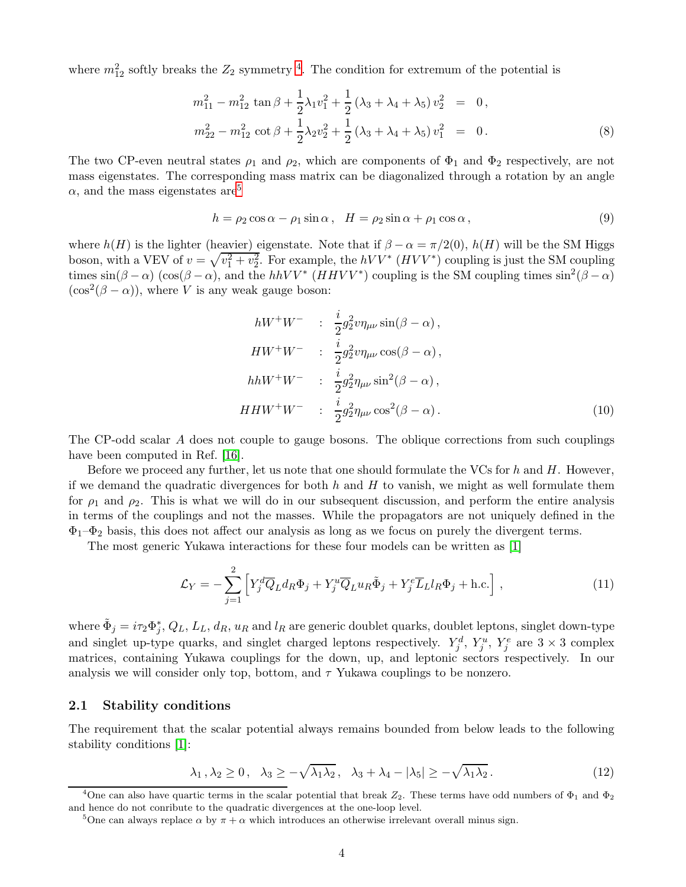where $m_{12}^2$ softly breaks the $Z_2$ symmetry [4]. The condition for extremum of the potential is

$$
\begin{aligned}
m_{11}^2 - m_{12}^2 \tan\beta + \frac{1}{2}\lambda_1 v_1^2 + \frac{1}{2}\left(\lambda_3 + \lambda_4 + \lambda_5\right) v_2^2 &= 0\,, \\
m_{22}^2 - m_{12}^2 \cot\beta + \frac{1}{2}\lambda_2 v_2^2 + \frac{1}{2}\left(\lambda_3 + \lambda_4 + \lambda_5\right) v_1^2 &= 0\,.
\end{aligned} \tag{8}
$$

The two CP-even neutral states $\rho_1$ and $\rho_2$, which are components of $\Phi_1$ and $\Phi_2$ respectively, are not mass eigenstates. The corresponding mass matrix can be diagonalized through a rotation by an angle $\alpha$, and the mass eigenstates are[5]

$$
h = \rho_2 \cos\alpha - \rho_1 \sin\alpha\,, \quad H = \rho_2 \sin\alpha + \rho_1 \cos\alpha\,, \tag{9}
$$

where $h(H)$ is the lighter (heavier) eigenstate. Note that if $\beta - \alpha = \pi/2(0)$, $h(H)$ will be the SM Higgs boson, with a VEV of $v = \sqrt{v_1^2 + v_2^2}$. For example, the $hVV^*$ ($HVV^*$) coupling is just the SM coupling times $\sin(\beta-\alpha)$ ($\cos(\beta-\alpha)$, and the $hhVV^*$ ($HHVV^*$) coupling is the SM coupling times $\sin^2(\beta-\alpha)$ ($\cos^2(\beta-\alpha)$), where $V$ is any weak gauge boson:

$$
\begin{aligned}
hW^+W^- \quad &: \quad \frac{i}{2} g_2^2 v \eta_{\mu\nu} \sin(\beta-\alpha)\,, \\
HW^+W^- \quad &: \quad \frac{i}{2} g_2^2 v \eta_{\mu\nu} \cos(\beta-\alpha)\,, \\
hhW^+W^- \quad &: \quad \frac{i}{2} g_2^2 \eta_{\mu\nu} \sin^2(\beta-\alpha)\,, \\
HHW^+W^- \quad &: \quad \frac{i}{2} g_2^2 \eta_{\mu\nu} \cos^2(\beta-\alpha)\,.
\end{aligned} \tag{10}
$$

The CP-odd scalar $A$ does not couple to gauge bosons. The oblique corrections from such couplings have been computed in Ref. [16].

Before we proceed any further, let us note that one should formulate the VCs for $h$ and $H$. However, if we demand the quadratic divergences for both $h$ and $H$ to vanish, we might as well formulate them for $\rho_1$ and $\rho_2$. This is what we will do in our subsequent discussion, and perform the entire analysis in terms of the couplings and not the masses. While the propagators are not uniquely defined in the $\Phi_1$–$\Phi_2$ basis, this does not affect our analysis as long as we focus on purely the divergent terms.

The most generic Yukawa interactions for these four models can be written as [1]

$$
\mathcal{L}_Y = -\sum_{j=1}^{2}\left[Y_j^d \overline{Q}_L d_R \Phi_j + Y_j^u \overline{Q}_L u_R \tilde{\Phi}_j + Y_j^e \overline{L}_L l_R \Phi_j + \text{h.c.}\right]\,, \tag{11}
$$

where $\tilde{\Phi}_j = i\tau_2 \Phi_j^*$, $Q_L$, $L_L$, $d_R$, $u_R$ and $l_R$ are generic doublet quarks, doublet leptons, singlet down-type and singlet up-type quarks, and singlet charged leptons respectively. $Y_j^d$, $Y_j^u$, $Y_j^e$ are $3\times 3$ complex matrices, containing Yukawa couplings for the down, up, and leptonic sectors respectively. In our analysis we will consider only top, bottom, and $\tau$ Yukawa couplings to be nonzero.

### 2.1 Stability conditions

The requirement that the scalar potential always remains bounded from below leads to the following stability conditions [1]:

$$
\lambda_1\,, \lambda_2 \geq 0\,, \quad \lambda_3 \geq -\sqrt{\lambda_1 \lambda_2}\,, \quad \lambda_3 + \lambda_4 - |\lambda_5| \geq -\sqrt{\lambda_1 \lambda_2}\,. \tag{12}
$$

---

[4] One can also have quartic terms in the scalar potential that break $Z_2$. These terms have odd numbers of $\Phi_1$ and $\Phi_2$ and hence do not conribute to the quadratic divergences at the one-loop level.

[5] One can always replace $\alpha$ by $\pi + \alpha$ which introduces an otherwise irrelevant overall minus sign.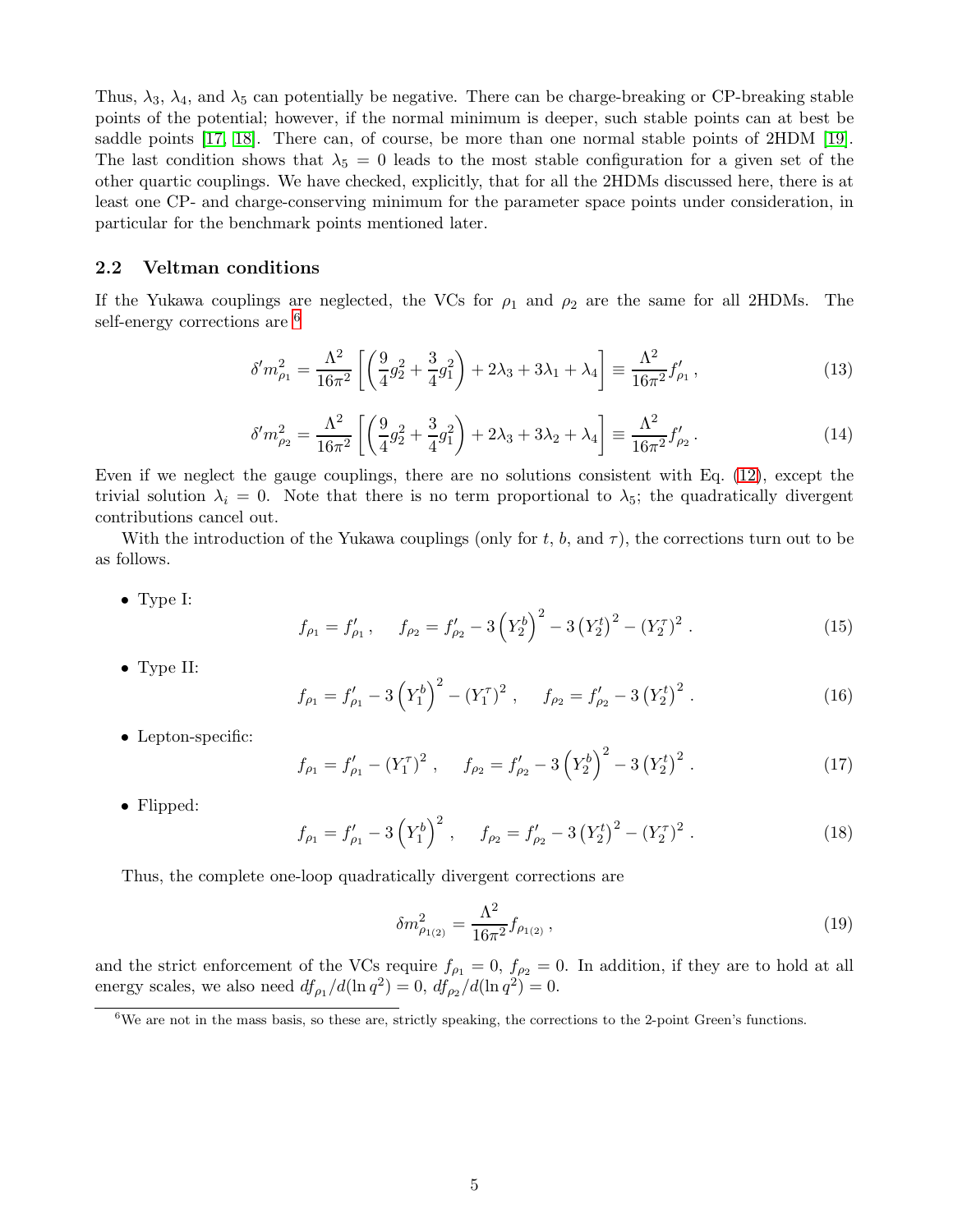Thus, $\lambda_3$, $\lambda_4$, and $\lambda_5$ can potentially be negative. There can be charge-breaking or CP-breaking stable points of the potential; however, if the normal minimum is deeper, such stable points can at best be saddle points [17, 18]. There can, of course, be more than one normal stable points of 2HDM [19]. The last condition shows that $\lambda_5 = 0$ leads to the most stable configuration for a given set of the other quartic couplings. We have checked, explicitly, that for all the 2HDMs discussed here, there is at least one CP- and charge-conserving minimum for the parameter space points under consideration, in particular for the benchmark points mentioned later.

### 2.2 Veltman conditions

If the Yukawa couplings are neglected, the VCs for $\rho_1$ and $\rho_2$ are the same for all 2HDMs. The self-energy corrections are [6]

$$\delta' m^2_{\rho_1} = \frac{\Lambda^2}{16\pi^2}\left[\left(\frac{9}{4}g_2^2 + \frac{3}{4}g_1^2\right) + 2\lambda_3 + 3\lambda_1 + \lambda_4\right] \equiv \frac{\Lambda^2}{16\pi^2} f'_{\rho_1}\,, \tag{13}$$

$$\delta' m^2_{\rho_2} = \frac{\Lambda^2}{16\pi^2}\left[\left(\frac{9}{4}g_2^2 + \frac{3}{4}g_1^2\right) + 2\lambda_3 + 3\lambda_2 + \lambda_4\right] \equiv \frac{\Lambda^2}{16\pi^2} f'_{\rho_2}\,. \tag{14}$$

Even if we neglect the gauge couplings, there are no solutions consistent with Eq. (12), except the trivial solution $\lambda_i = 0$. Note that there is no term proportional to $\lambda_5$; the quadratically divergent contributions cancel out.

With the introduction of the Yukawa couplings (only for $t$, $b$, and $\tau$), the corrections turn out to be as follows.

- Type I:
$$f_{\rho_1} = f'_{\rho_1}\,, \qquad f_{\rho_2} = f'_{\rho_2} - 3\left(Y_2^b\right)^2 - 3\left(Y_2^t\right)^2 - \left(Y_2^\tau\right)^2\,. \tag{15}$$

- Type II:
$$f_{\rho_1} = f'_{\rho_1} - 3\left(Y_1^b\right)^2 - \left(Y_1^\tau\right)^2\,, \qquad f_{\rho_2} = f'_{\rho_2} - 3\left(Y_2^t\right)^2\,. \tag{16}$$

- Lepton-specific:
$$f_{\rho_1} = f'_{\rho_1} - \left(Y_1^\tau\right)^2\,, \qquad f_{\rho_2} = f'_{\rho_2} - 3\left(Y_2^b\right)^2 - 3\left(Y_2^t\right)^2\,. \tag{17}$$

- Flipped:
$$f_{\rho_1} = f'_{\rho_1} - 3\left(Y_1^b\right)^2\,, \qquad f_{\rho_2} = f'_{\rho_2} - 3\left(Y_2^t\right)^2 - \left(Y_2^\tau\right)^2\,. \tag{18}$$

Thus, the complete one-loop quadratically divergent corrections are

$$\delta m^2_{\rho_{1(2)}} = \frac{\Lambda^2}{16\pi^2} f_{\rho_{1(2)}}\,, \tag{19}$$

and the strict enforcement of the VCs require $f_{\rho_1} = 0$, $f_{\rho_2} = 0$. In addition, if they are to hold at all energy scales, we also need $df_{\rho_1}/d(\ln q^2) = 0$, $df_{\rho_2}/d(\ln q^2) = 0$.

[6] We are not in the mass basis, so these are, strictly speaking, the corrections to the 2-point Green's functions.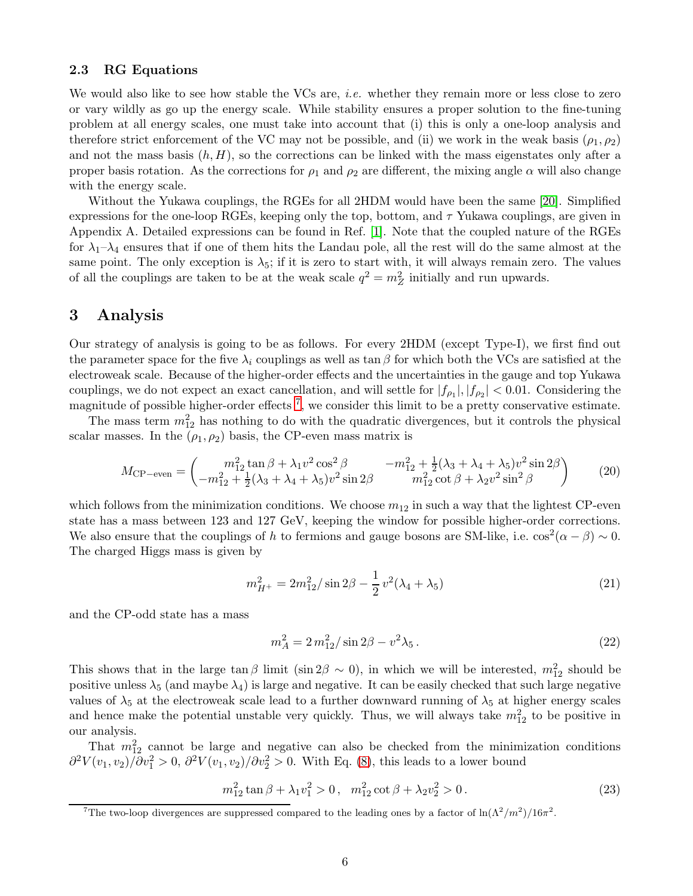### 2.3 RG Equations

We would also like to see how stable the VCs are, *i.e.* whether they remain more or less close to zero or vary wildly as go up the energy scale. While stability ensures a proper solution to the fine-tuning problem at all energy scales, one must take into account that (i) this is only a one-loop analysis and therefore strict enforcement of the VC may not be possible, and (ii) we work in the weak basis $(\rho_1, \rho_2)$ and not the mass basis $(h, H)$, so the corrections can be linked with the mass eigenstates only after a proper basis rotation. As the corrections for $\rho_1$ and $\rho_2$ are different, the mixing angle $\alpha$ will also change with the energy scale.

Without the Yukawa couplings, the RGEs for all 2HDM would have been the same [20]. Simplified expressions for the one-loop RGEs, keeping only the top, bottom, and $\tau$ Yukawa couplings, are given in Appendix A. Detailed expressions can be found in Ref. [1]. Note that the coupled nature of the RGEs for $\lambda_1$–$\lambda_4$ ensures that if one of them hits the Landau pole, all the rest will do the same almost at the same point. The only exception is $\lambda_5$; if it is zero to start with, it will always remain zero. The values of all the couplings are taken to be at the weak scale $q^2 = m_Z^2$ initially and run upwards.

## 3 Analysis

Our strategy of analysis is going to be as follows. For every 2HDM (except Type-I), we first find out the parameter space for the five $\lambda_i$ couplings as well as $\tan\beta$ for which both the VCs are satisfied at the electroweak scale. Because of the higher-order effects and the uncertainties in the gauge and top Yukawa couplings, we do not expect an exact cancellation, and will settle for $|f_{\rho_1}|, |f_{\rho_2}| < 0.01$. Considering the magnitude of possible higher-order effects [7], we consider this limit to be a pretty conservative estimate.

The mass term $m_{12}^2$ has nothing to do with the quadratic divergences, but it controls the physical scalar masses. In the $(\rho_1, \rho_2)$ basis, the CP-even mass matrix is

$$M_{\rm CP-even} = \begin{pmatrix} m_{12}^2 \tan\beta + \lambda_1 v^2 \cos^2\beta & -m_{12}^2 + \frac{1}{2}(\lambda_3 + \lambda_4 + \lambda_5) v^2 \sin 2\beta \\ -m_{12}^2 + \frac{1}{2}(\lambda_3 + \lambda_4 + \lambda_5) v^2 \sin 2\beta & m_{12}^2 \cot\beta + \lambda_2 v^2 \sin^2\beta \end{pmatrix} \tag{20}$$

which follows from the minimization conditions. We choose $m_{12}$ in such a way that the lightest CP-even state has a mass between 123 and 127 GeV, keeping the window for possible higher-order corrections. We also ensure that the couplings of $h$ to fermions and gauge bosons are SM-like, i.e. $\cos^2(\alpha - \beta) \sim 0$. The charged Higgs mass is given by

$$m_{H^+}^2 = 2 m_{12}^2 / \sin 2\beta - \frac{1}{2} v^2 (\lambda_4 + \lambda_5) \tag{21}$$

and the CP-odd state has a mass

$$m_A^2 = 2\, m_{12}^2 / \sin 2\beta - v^2 \lambda_5 \,. \tag{22}$$

This shows that in the large $\tan\beta$ limit ($\sin 2\beta \sim 0$), in which we will be interested, $m_{12}^2$ should be positive unless $\lambda_5$ (and maybe $\lambda_4$) is large and negative. It can be easily checked that such large negative values of $\lambda_5$ at the electroweak scale lead to a further downward running of $\lambda_5$ at higher energy scales and hence make the potential unstable very quickly. Thus, we will always take $m_{12}^2$ to be positive in our analysis.

That $m_{12}^2$ cannot be large and negative can also be checked from the minimization conditions $\partial^2 V(v_1, v_2)/\partial v_1^2 > 0$, $\partial^2 V(v_1, v_2)/\partial v_2^2 > 0$. With Eq. (8), this leads to a lower bound

$$m_{12}^2 \tan\beta + \lambda_1 v_1^2 > 0 \,, \quad m_{12}^2 \cot\beta + \lambda_2 v_2^2 > 0 \,. \tag{23}$$

[7] The two-loop divergences are suppressed compared to the leading ones by a factor of $\ln(\Lambda^2/m^2)/16\pi^2$.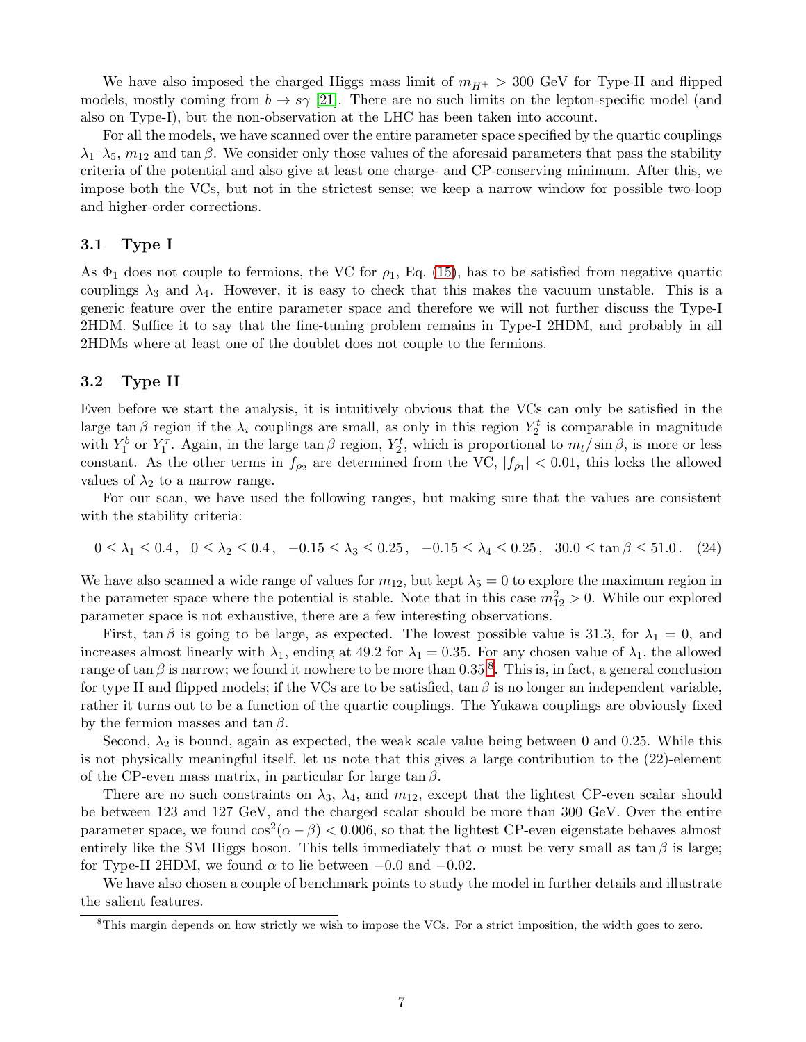We have also imposed the charged Higgs mass limit of $m_{H^+} > 300$ GeV for Type-II and flipped models, mostly coming from $b \to s\gamma$ [21]. There are no such limits on the lepton-specific model (and also on Type-I), but the non-observation at the LHC has been taken into account.

For all the models, we have scanned over the entire parameter space specified by the quartic couplings $\lambda_1$–$\lambda_5$, $m_{12}$ and $\tan\beta$. We consider only those values of the aforesaid parameters that pass the stability criteria of the potential and also give at least one charge- and CP-conserving minimum. After this, we impose both the VCs, but not in the strictest sense; we keep a narrow window for possible two-loop and higher-order corrections.

### 3.1 Type I

As $\Phi_1$ does not couple to fermions, the VC for $\rho_1$, Eq. (15), has to be satisfied from negative quartic couplings $\lambda_3$ and $\lambda_4$. However, it is easy to check that this makes the vacuum unstable. This is a generic feature over the entire parameter space and therefore we will not further discuss the Type-I 2HDM. Suffice it to say that the fine-tuning problem remains in Type-I 2HDM, and probably in all 2HDMs where at least one of the doublet does not couple to the fermions.

### 3.2 Type II

Even before we start the analysis, it is intuitively obvious that the VCs can only be satisfied in the large $\tan\beta$ region if the $\lambda_i$ couplings are small, as only in this region $Y_2^t$ is comparable in magnitude with $Y_1^b$ or $Y_1^\tau$. Again, in the large $\tan\beta$ region, $Y_2^t$, which is proportional to $m_t/\sin\beta$, is more or less constant. As the other terms in $f_{\rho_2}$ are determined from the VC, $|f_{\rho_1}| < 0.01$, this locks the allowed values of $\lambda_2$ to a narrow range.

For our scan, we have used the following ranges, but making sure that the values are consistent with the stability criteria:

$$0 \le \lambda_1 \le 0.4\,, \quad 0 \le \lambda_2 \le 0.4\,, \quad -0.15 \le \lambda_3 \le 0.25\,, \quad -0.15 \le \lambda_4 \le 0.25\,, \quad 30.0 \le \tan\beta \le 51.0\,. \quad (24)$$

We have also scanned a wide range of values for $m_{12}$, but kept $\lambda_5 = 0$ to explore the maximum region in the parameter space where the potential is stable. Note that in this case $m_{12}^2 > 0$. While our explored parameter space is not exhaustive, there are a few interesting observations.

First, $\tan\beta$ is going to be large, as expected. The lowest possible value is 31.3, for $\lambda_1 = 0$, and increases almost linearly with $\lambda_1$, ending at 49.2 for $\lambda_1 = 0.35$. For any chosen value of $\lambda_1$, the allowed range of $\tan\beta$ is narrow; we found it nowhere to be more than 0.35[8]. This is, in fact, a general conclusion for type II and flipped models; if the VCs are to be satisfied, $\tan\beta$ is no longer an independent variable, rather it turns out to be a function of the quartic couplings. The Yukawa couplings are obviously fixed by the fermion masses and $\tan\beta$.

Second, $\lambda_2$ is bound, again as expected, the weak scale value being between 0 and 0.25. While this is not physically meaningful itself, let us note that this gives a large contribution to the (22)-element of the CP-even mass matrix, in particular for large $\tan\beta$.

There are no such constraints on $\lambda_3$, $\lambda_4$, and $m_{12}$, except that the lightest CP-even scalar should be between 123 and 127 GeV, and the charged scalar should be more than 300 GeV. Over the entire parameter space, we found $\cos^2(\alpha - \beta) < 0.006$, so that the lightest CP-even eigenstate behaves almost entirely like the SM Higgs boson. This tells immediately that $\alpha$ must be very small as $\tan\beta$ is large; for Type-II 2HDM, we found $\alpha$ to lie between $-0.0$ and $-0.02$.

We have also chosen a couple of benchmark points to study the model in further details and illustrate the salient features.

[8]This margin depends on how strictly we wish to impose the VCs. For a strict imposition, the width goes to zero.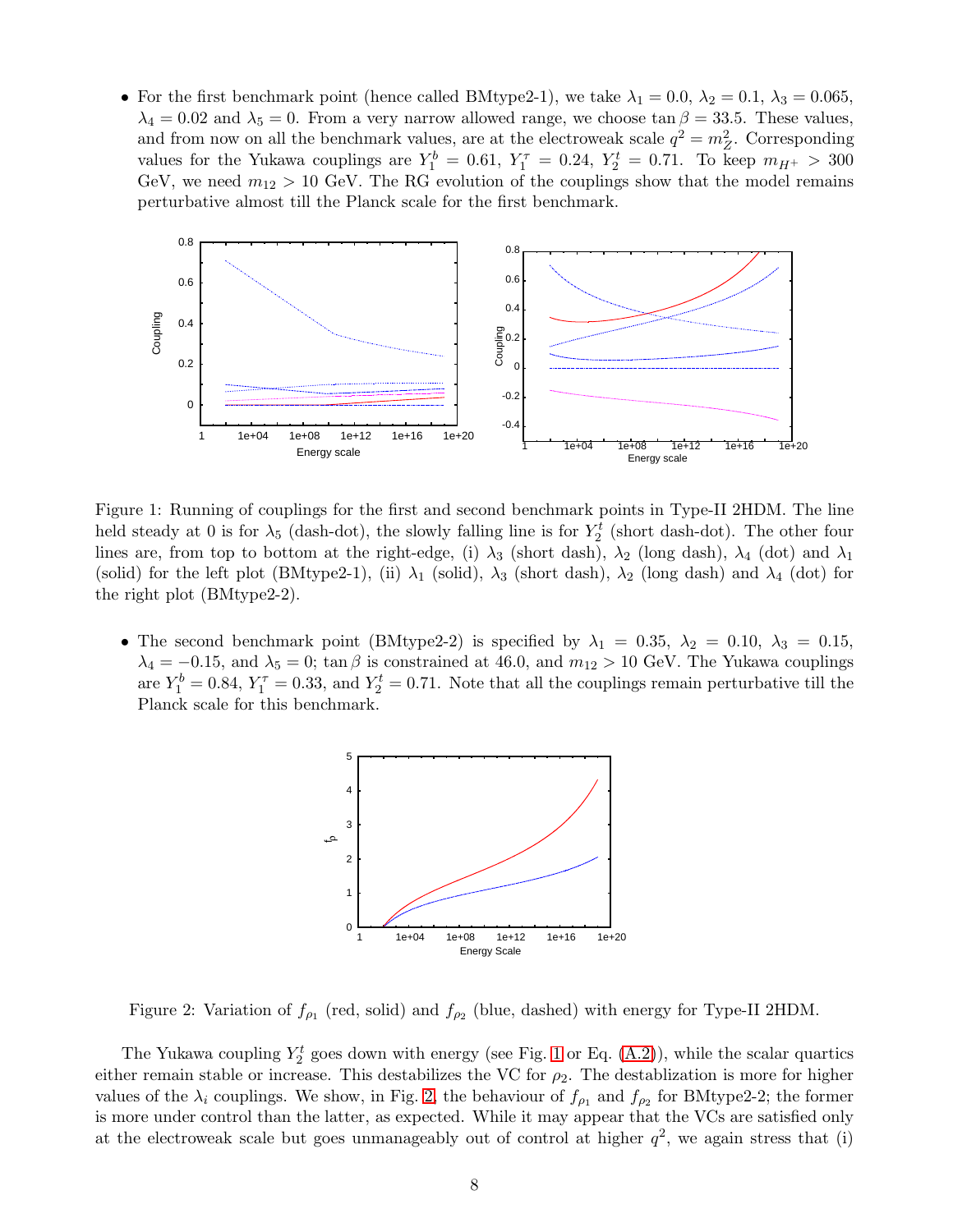- For the first benchmark point (hence called BMtype2-1), we take $\lambda_1 = 0.0$, $\lambda_2 = 0.1$, $\lambda_3 = 0.065$, $\lambda_4 = 0.02$ and $\lambda_5 = 0$. From a very narrow allowed range, we choose $\tan\beta = 33.5$. These values, and from now on all the benchmark values, are at the electroweak scale $q^2 = m_Z^2$. Corresponding values for the Yukawa couplings are $Y_1^b = 0.61$, $Y_1^\tau = 0.24$, $Y_2^t = 0.71$. To keep $m_{H^+} > 300$ GeV, we need $m_{12} > 10$ GeV. The RG evolution of the couplings show that the model remains perturbative almost till the Planck scale for the first benchmark.

Figure 1: Running of couplings for the first and second benchmark points in Type-II 2HDM. The line held steady at 0 is for $\lambda_5$ (dash-dot), the slowly falling line is for $Y_2^t$ (short dash-dot). The other four lines are, from top to bottom at the right-edge, (i) $\lambda_3$ (short dash), $\lambda_2$ (long dash), $\lambda_4$ (dot) and $\lambda_1$ (solid) for the left plot (BMtype2-1), (ii) $\lambda_1$ (solid), $\lambda_3$ (short dash), $\lambda_2$ (long dash) and $\lambda_4$ (dot) for the right plot (BMtype2-2).

- The second benchmark point (BMtype2-2) is specified by $\lambda_1 = 0.35$, $\lambda_2 = 0.10$, $\lambda_3 = 0.15$, $\lambda_4 = -0.15$, and $\lambda_5 = 0$; $\tan\beta$ is constrained at 46.0, and $m_{12} > 10$ GeV. The Yukawa couplings are $Y_1^b = 0.84$, $Y_1^\tau = 0.33$, and $Y_2^t = 0.71$. Note that all the couplings remain perturbative till the Planck scale for this benchmark.

Figure 2: Variation of $f_{\rho_1}$ (red, solid) and $f_{\rho_2}$ (blue, dashed) with energy for Type-II 2HDM.

The Yukawa coupling $Y_2^t$ goes down with energy (see Fig. 1 or Eq. (A.2)), while the scalar quartics either remain stable or increase. This destabilizes the VC for $\rho_2$. The destablization is more for higher values of the $\lambda_i$ couplings. We show, in Fig. 2, the behaviour of $f_{\rho_1}$ and $f_{\rho_2}$ for BMtype2-2; the former is more under control than the latter, as expected. While it may appear that the VCs are satisfied only at the electroweak scale but goes unmanageably out of control at higher $q^2$, we again stress that (i)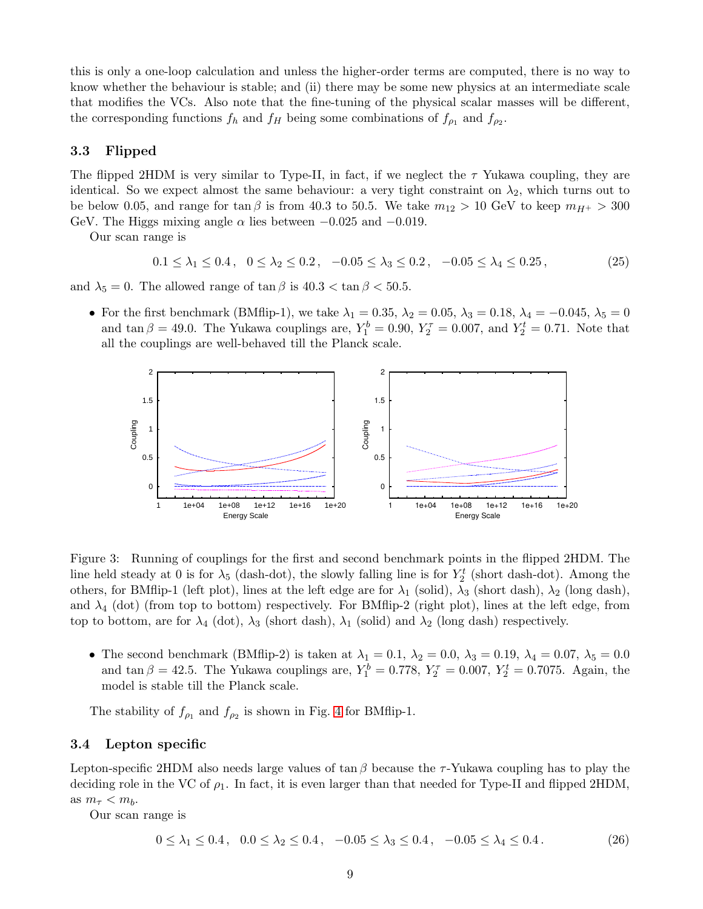this is only a one-loop calculation and unless the higher-order terms are computed, there is no way to know whether the behaviour is stable; and (ii) there may be some new physics at an intermediate scale that modifies the VCs. Also note that the fine-tuning of the physical scalar masses will be different, the corresponding functions $f_h$ and $f_H$ being some combinations of $f_{\rho_1}$ and $f_{\rho_2}$.

### 3.3 Flipped

The flipped 2HDM is very similar to Type-II, in fact, if we neglect the $\tau$ Yukawa coupling, they are identical. So we expect almost the same behaviour: a very tight constraint on $\lambda_2$, which turns out to be below 0.05, and range for $\tan\beta$ is from 40.3 to 50.5. We take $m_{12} > 10$ GeV to keep $m_{H^+} > 300$ GeV. The Higgs mixing angle $\alpha$ lies between $-0.025$ and $-0.019$.

Our scan range is

$$0.1 \leq \lambda_1 \leq 0.4\,, \quad 0 \leq \lambda_2 \leq 0.2\,, \quad -0.05 \leq \lambda_3 \leq 0.2\,, \quad -0.05 \leq \lambda_4 \leq 0.25\,, \tag{25}$$

and $\lambda_5 = 0$. The allowed range of $\tan\beta$ is $40.3 < \tan\beta < 50.5$.

- For the first benchmark (BMflip-1), we take $\lambda_1 = 0.35$, $\lambda_2 = 0.05$, $\lambda_3 = 0.18$, $\lambda_4 = -0.045$, $\lambda_5 = 0$ and $\tan\beta = 49.0$. The Yukawa couplings are, $Y_1^b = 0.90$, $Y_2^\tau = 0.007$, and $Y_2^t = 0.71$. Note that all the couplings are well-behaved till the Planck scale.

Figure 3: Running of couplings for the first and second benchmark points in the flipped 2HDM. The line held steady at 0 is for $\lambda_5$ (dash-dot), the slowly falling line is for $Y_2^t$ (short dash-dot). Among the others, for BMflip-1 (left plot), lines at the left edge are for $\lambda_1$ (solid), $\lambda_3$ (short dash), $\lambda_2$ (long dash), and $\lambda_4$ (dot) (from top to bottom) respectively. For BMflip-2 (right plot), lines at the left edge, from top to bottom, are for $\lambda_4$ (dot), $\lambda_3$ (short dash), $\lambda_1$ (solid) and $\lambda_2$ (long dash) respectively.

- The second benchmark (BMflip-2) is taken at $\lambda_1 = 0.1$, $\lambda_2 = 0.0$, $\lambda_3 = 0.19$, $\lambda_4 = 0.07$, $\lambda_5 = 0.0$ and $\tan\beta = 42.5$. The Yukawa couplings are, $Y_1^b = 0.778$, $Y_2^\tau = 0.007$, $Y_2^t = 0.7075$. Again, the model is stable till the Planck scale.

The stability of $f_{\rho_1}$ and $f_{\rho_2}$ is shown in Fig. 4 for BMflip-1.

### 3.4 Lepton specific

Lepton-specific 2HDM also needs large values of $\tan\beta$ because the $\tau$-Yukawa coupling has to play the deciding role in the VC of $\rho_1$. In fact, it is even larger than that needed for Type-II and flipped 2HDM, as $m_\tau < m_b$.

Our scan range is

$$0 \leq \lambda_1 \leq 0.4\,, \quad 0.0 \leq \lambda_2 \leq 0.4\,, \quad -0.05 \leq \lambda_3 \leq 0.4\,, \quad -0.05 \leq \lambda_4 \leq 0.4\,. \tag{26}$$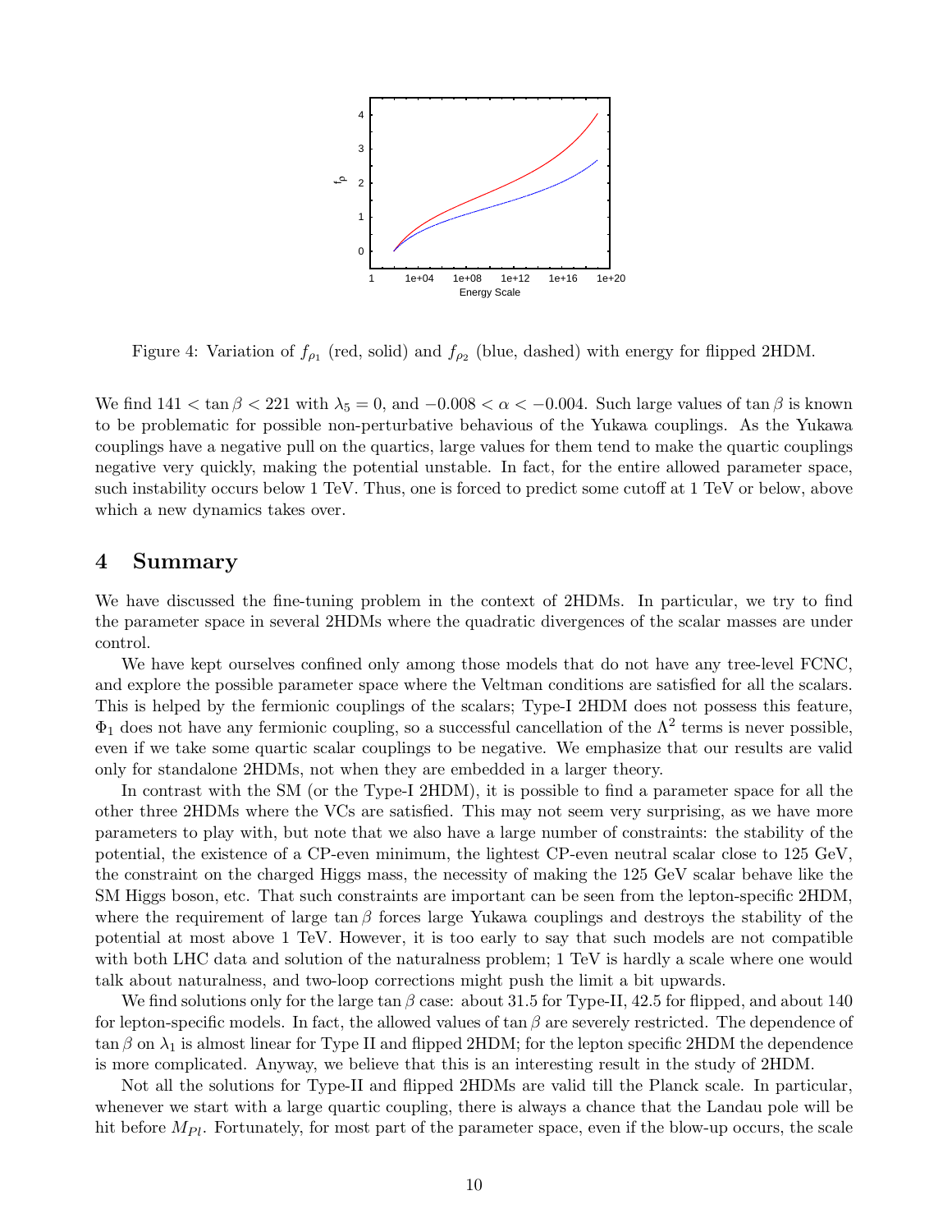Figure 4: Variation of $f_{\rho_1}$ (red, solid) and $f_{\rho_2}$ (blue, dashed) with energy for flipped 2HDM.

We find $141 < \tan\beta < 221$ with $\lambda_5 = 0$, and $-0.008 < \alpha < -0.004$. Such large values of $\tan\beta$ is known to be problematic for possible non-perturbative behavious of the Yukawa couplings. As the Yukawa couplings have a negative pull on the quartics, large values for them tend to make the quartic couplings negative very quickly, making the potential unstable. In fact, for the entire allowed parameter space, such instability occurs below 1 TeV. Thus, one is forced to predict some cutoff at 1 TeV or below, above which a new dynamics takes over.

## 4 Summary

We have discussed the fine-tuning problem in the context of 2HDMs. In particular, we try to find the parameter space in several 2HDMs where the quadratic divergences of the scalar masses are under control.

We have kept ourselves confined only among those models that do not have any tree-level FCNC, and explore the possible parameter space where the Veltman conditions are satisfied for all the scalars. This is helped by the fermionic couplings of the scalars; Type-I 2HDM does not possess this feature, $\Phi_1$ does not have any fermionic coupling, so a successful cancellation of the $\Lambda^2$ terms is never possible, even if we take some quartic scalar couplings to be negative. We emphasize that our results are valid only for standalone 2HDMs, not when they are embedded in a larger theory.

In contrast with the SM (or the Type-I 2HDM), it is possible to find a parameter space for all the other three 2HDMs where the VCs are satisfied. This may not seem very surprising, as we have more parameters to play with, but note that we also have a large number of constraints: the stability of the potential, the existence of a CP-even minimum, the lightest CP-even neutral scalar close to 125 GeV, the constraint on the charged Higgs mass, the necessity of making the 125 GeV scalar behave like the SM Higgs boson, etc. That such constraints are important can be seen from the lepton-specific 2HDM, where the requirement of large $\tan\beta$ forces large Yukawa couplings and destroys the stability of the potential at most above 1 TeV. However, it is too early to say that such models are not compatible with both LHC data and solution of the naturalness problem; 1 TeV is hardly a scale where one would talk about naturalness, and two-loop corrections might push the limit a bit upwards.

We find solutions only for the large $\tan\beta$ case: about 31.5 for Type-II, 42.5 for flipped, and about 140 for lepton-specific models. In fact, the allowed values of $\tan\beta$ are severely restricted. The dependence of $\tan\beta$ on $\lambda_1$ is almost linear for Type II and flipped 2HDM; for the lepton specific 2HDM the dependence is more complicated. Anyway, we believe that this is an interesting result in the study of 2HDM.

Not all the solutions for Type-II and flipped 2HDMs are valid till the Planck scale. In particular, whenever we start with a large quartic coupling, there is always a chance that the Landau pole will be hit before $M_{Pl}$. Fortunately, for most part of the parameter space, even if the blow-up occurs, the scale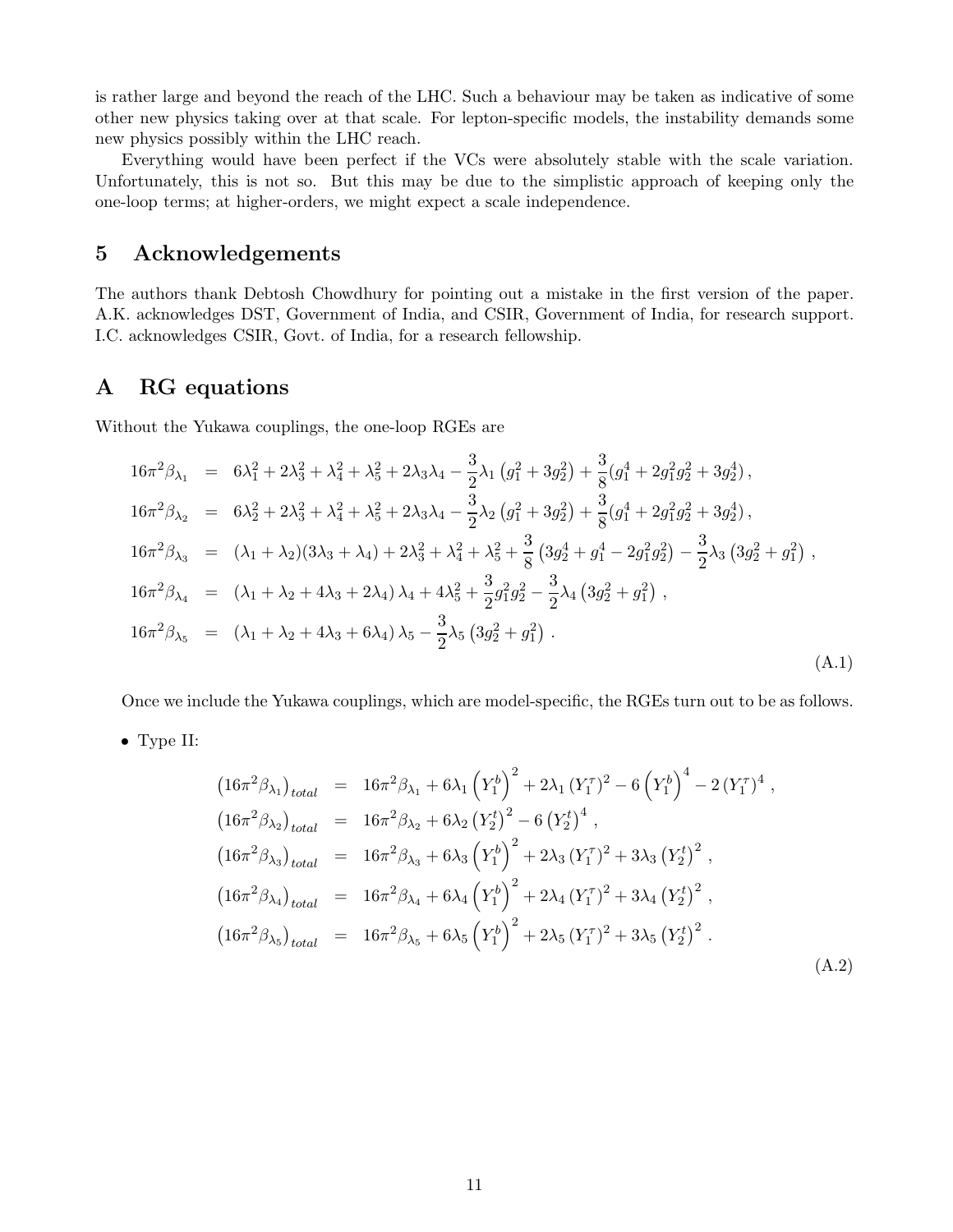is rather large and beyond the reach of the LHC. Such a behaviour may be taken as indicative of some other new physics taking over at that scale. For lepton-specific models, the instability demands some new physics possibly within the LHC reach.

Everything would have been perfect if the VCs were absolutely stable with the scale variation. Unfortunately, this is not so. But this may be due to the simplistic approach of keeping only the one-loop terms; at higher-orders, we might expect a scale independence.

## 5 Acknowledgements

The authors thank Debtosh Chowdhury for pointing out a mistake in the first version of the paper. A.K. acknowledges DST, Government of India, and CSIR, Government of India, for research support. I.C. acknowledges CSIR, Govt. of India, for a research fellowship.

## A RG equations

Without the Yukawa couplings, the one-loop RGEs are

$$
\begin{aligned}
16\pi^2\beta_{\lambda_1} &= 6\lambda_1^2 + 2\lambda_3^2 + \lambda_4^2 + \lambda_5^2 + 2\lambda_3\lambda_4 - \frac{3}{2}\lambda_1\left(g_1^2 + 3g_2^2\right) + \frac{3}{8}(g_1^4 + 2g_1^2 g_2^2 + 3g_2^4)\,, \\
16\pi^2\beta_{\lambda_2} &= 6\lambda_2^2 + 2\lambda_3^2 + \lambda_4^2 + \lambda_5^2 + 2\lambda_3\lambda_4 - \frac{3}{2}\lambda_2\left(g_1^2 + 3g_2^2\right) + \frac{3}{8}(g_1^4 + 2g_1^2 g_2^2 + 3g_2^4)\,, \\
16\pi^2\beta_{\lambda_3} &= (\lambda_1 + \lambda_2)(3\lambda_3 + \lambda_4) + 2\lambda_3^2 + \lambda_4^2 + \lambda_5^2 + \frac{3}{8}\left(3g_2^4 + g_1^4 - 2g_1^2 g_2^2\right) - \frac{3}{2}\lambda_3\left(3g_2^2 + g_1^2\right)\,, \\
16\pi^2\beta_{\lambda_4} &= (\lambda_1 + \lambda_2 + 4\lambda_3 + 2\lambda_4)\,\lambda_4 + 4\lambda_5^2 + \frac{3}{2}g_1^2 g_2^2 - \frac{3}{2}\lambda_4\left(3g_2^2 + g_1^2\right)\,, \\
16\pi^2\beta_{\lambda_5} &= (\lambda_1 + \lambda_2 + 4\lambda_3 + 6\lambda_4)\,\lambda_5 - \frac{3}{2}\lambda_5\left(3g_2^2 + g_1^2\right)\,.
\end{aligned}
\tag{A.1}
$$

Once we include the Yukawa couplings, which are model-specific, the RGEs turn out to be as follows.

- Type II:

$$
\begin{aligned}
\left(16\pi^2\beta_{\lambda_1}\right)_{total} &= 16\pi^2\beta_{\lambda_1} + 6\lambda_1\left(Y_1^b\right)^2 + 2\lambda_1\left(Y_1^\tau\right)^2 - 6\left(Y_1^b\right)^4 - 2\left(Y_1^\tau\right)^4\,, \\
\left(16\pi^2\beta_{\lambda_2}\right)_{total} &= 16\pi^2\beta_{\lambda_2} + 6\lambda_2\left(Y_2^t\right)^2 - 6\left(Y_2^t\right)^4\,, \\
\left(16\pi^2\beta_{\lambda_3}\right)_{total} &= 16\pi^2\beta_{\lambda_3} + 6\lambda_3\left(Y_1^b\right)^2 + 2\lambda_3\left(Y_1^\tau\right)^2 + 3\lambda_3\left(Y_2^t\right)^2\,, \\
\left(16\pi^2\beta_{\lambda_4}\right)_{total} &= 16\pi^2\beta_{\lambda_4} + 6\lambda_4\left(Y_1^b\right)^2 + 2\lambda_4\left(Y_1^\tau\right)^2 + 3\lambda_4\left(Y_2^t\right)^2\,, \\
\left(16\pi^2\beta_{\lambda_5}\right)_{total} &= 16\pi^2\beta_{\lambda_5} + 6\lambda_5\left(Y_1^b\right)^2 + 2\lambda_5\left(Y_1^\tau\right)^2 + 3\lambda_5\left(Y_2^t\right)^2\,.
\end{aligned}
\tag{A.2}
$$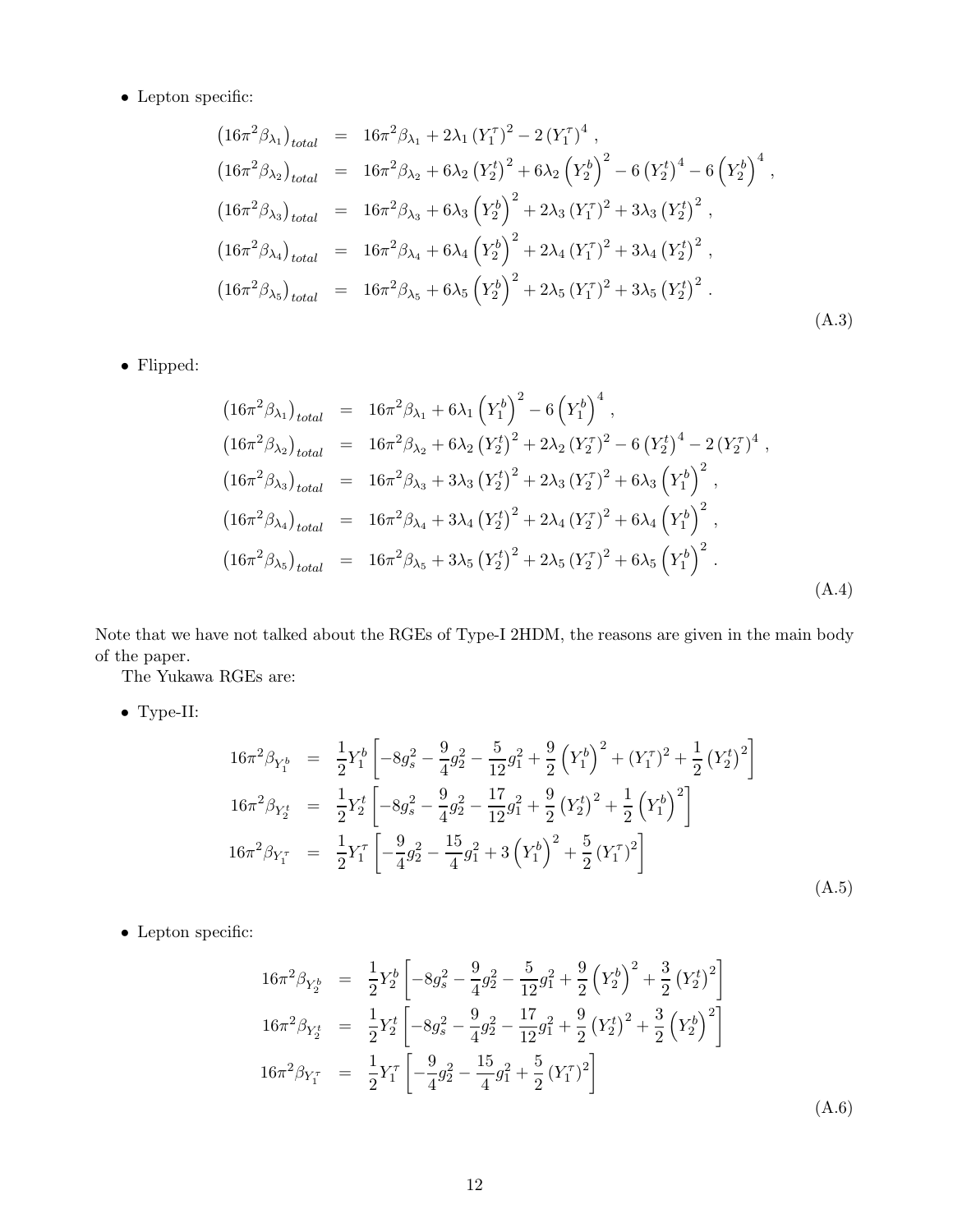- Lepton specific:

$$
\begin{aligned}
\left(16\pi^2\beta_{\lambda_1}\right)_{total} &= 16\pi^2\beta_{\lambda_1} + 2\lambda_1\left(Y_1^\tau\right)^2 - 2\left(Y_1^\tau\right)^4 \,, \\
\left(16\pi^2\beta_{\lambda_2}\right)_{total} &= 16\pi^2\beta_{\lambda_2} + 6\lambda_2\left(Y_2^t\right)^2 + 6\lambda_2\left(Y_2^b\right)^2 - 6\left(Y_2^t\right)^4 - 6\left(Y_2^b\right)^4 \,, \\
\left(16\pi^2\beta_{\lambda_3}\right)_{total} &= 16\pi^2\beta_{\lambda_3} + 6\lambda_3\left(Y_2^b\right)^2 + 2\lambda_3\left(Y_1^\tau\right)^2 + 3\lambda_3\left(Y_2^t\right)^2 \,, \\
\left(16\pi^2\beta_{\lambda_4}\right)_{total} &= 16\pi^2\beta_{\lambda_4} + 6\lambda_4\left(Y_2^b\right)^2 + 2\lambda_4\left(Y_1^\tau\right)^2 + 3\lambda_4\left(Y_2^t\right)^2 \,, \\
\left(16\pi^2\beta_{\lambda_5}\right)_{total} &= 16\pi^2\beta_{\lambda_5} + 6\lambda_5\left(Y_2^b\right)^2 + 2\lambda_5\left(Y_1^\tau\right)^2 + 3\lambda_5\left(Y_2^t\right)^2 \,.
\end{aligned}
\tag{A.3}
$$

- Flipped:

$$
\begin{aligned}
\left(16\pi^2\beta_{\lambda_1}\right)_{total} &= 16\pi^2\beta_{\lambda_1} + 6\lambda_1\left(Y_1^b\right)^2 - 6\left(Y_1^b\right)^4 \,, \\
\left(16\pi^2\beta_{\lambda_2}\right)_{total} &= 16\pi^2\beta_{\lambda_2} + 6\lambda_2\left(Y_2^t\right)^2 + 2\lambda_2\left(Y_2^\tau\right)^2 - 6\left(Y_2^t\right)^4 - 2\left(Y_2^\tau\right)^4 \,, \\
\left(16\pi^2\beta_{\lambda_3}\right)_{total} &= 16\pi^2\beta_{\lambda_3} + 3\lambda_3\left(Y_2^t\right)^2 + 2\lambda_3\left(Y_2^\tau\right)^2 + 6\lambda_3\left(Y_1^b\right)^2 \,, \\
\left(16\pi^2\beta_{\lambda_4}\right)_{total} &= 16\pi^2\beta_{\lambda_4} + 3\lambda_4\left(Y_2^t\right)^2 + 2\lambda_4\left(Y_2^\tau\right)^2 + 6\lambda_4\left(Y_1^b\right)^2 \,, \\
\left(16\pi^2\beta_{\lambda_5}\right)_{total} &= 16\pi^2\beta_{\lambda_5} + 3\lambda_5\left(Y_2^t\right)^2 + 2\lambda_5\left(Y_2^\tau\right)^2 + 6\lambda_5\left(Y_1^b\right)^2 \,.
\end{aligned}
\tag{A.4}
$$

Note that we have not talked about the RGEs of Type-I 2HDM, the reasons are given in the main body of the paper.

The Yukawa RGEs are:

- Type-II:

$$
\begin{aligned}
16\pi^2\beta_{Y_1^b} &= \frac{1}{2}Y_1^b\left[-8g_s^2 - \frac{9}{4}g_2^2 - \frac{5}{12}g_1^2 + \frac{9}{2}\left(Y_1^b\right)^2 + \left(Y_1^\tau\right)^2 + \frac{1}{2}\left(Y_2^t\right)^2\right] \\
16\pi^2\beta_{Y_2^t} &= \frac{1}{2}Y_2^t\left[-8g_s^2 - \frac{9}{4}g_2^2 - \frac{17}{12}g_1^2 + \frac{9}{2}\left(Y_2^t\right)^2 + \frac{1}{2}\left(Y_1^b\right)^2\right] \\
16\pi^2\beta_{Y_1^\tau} &= \frac{1}{2}Y_1^\tau\left[-\frac{9}{4}g_2^2 - \frac{15}{4}g_1^2 + 3\left(Y_1^b\right)^2 + \frac{5}{2}\left(Y_1^\tau\right)^2\right]
\end{aligned}
\tag{A.5}
$$

- Lepton specific:

$$
\begin{aligned}
16\pi^2\beta_{Y_2^b} &= \frac{1}{2}Y_2^b\left[-8g_s^2 - \frac{9}{4}g_2^2 - \frac{5}{12}g_1^2 + \frac{9}{2}\left(Y_2^b\right)^2 + \frac{3}{2}\left(Y_2^t\right)^2\right] \\
16\pi^2\beta_{Y_2^t} &= \frac{1}{2}Y_2^t\left[-8g_s^2 - \frac{9}{4}g_2^2 - \frac{17}{12}g_1^2 + \frac{9}{2}\left(Y_2^t\right)^2 + \frac{3}{2}\left(Y_2^b\right)^2\right] \\
16\pi^2\beta_{Y_1^\tau} &= \frac{1}{2}Y_1^\tau\left[-\frac{9}{4}g_2^2 - \frac{15}{4}g_1^2 + \frac{5}{2}\left(Y_1^\tau\right)^2\right]
\end{aligned}
\tag{A.6}
$$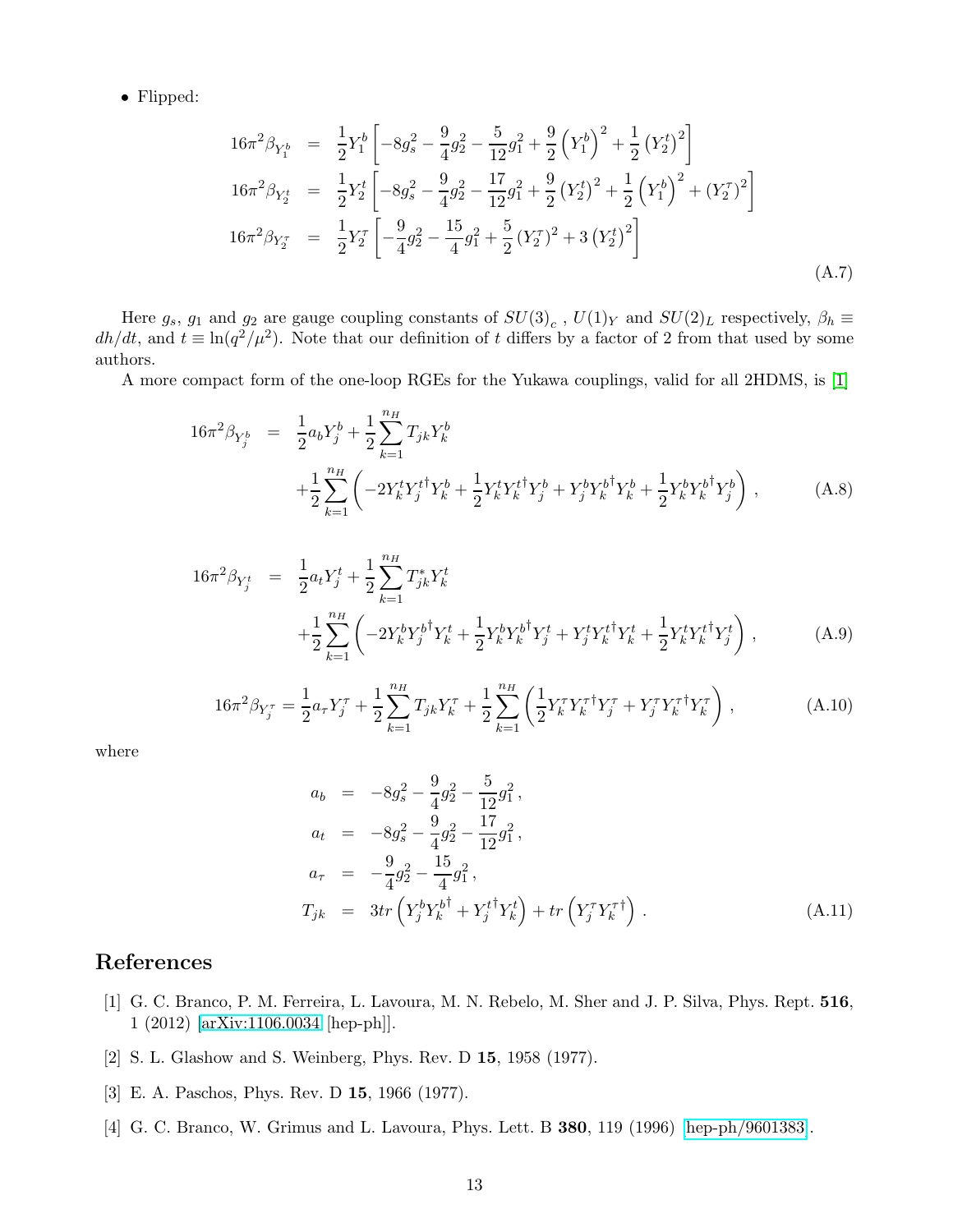- Flipped:

$$
\begin{aligned}
16\pi^2 \beta_{Y_1^b} &= \frac{1}{2} Y_1^b \left[ -8g_s^2 - \frac{9}{4} g_2^2 - \frac{5}{12} g_1^2 + \frac{9}{2} \left(Y_1^b\right)^2 + \frac{1}{2} \left(Y_2^t\right)^2 \right] \\
16\pi^2 \beta_{Y_2^t} &= \frac{1}{2} Y_2^t \left[ -8g_s^2 - \frac{9}{4} g_2^2 - \frac{17}{12} g_1^2 + \frac{9}{2} \left(Y_2^t\right)^2 + \frac{1}{2} \left(Y_1^b\right)^2 + \left(Y_2^\tau\right)^2 \right] \\
16\pi^2 \beta_{Y_2^\tau} &= \frac{1}{2} Y_2^\tau \left[ -\frac{9}{4} g_2^2 - \frac{15}{4} g_1^2 + \frac{5}{2} \left(Y_2^\tau\right)^2 + 3 \left(Y_2^t\right)^2 \right]
\end{aligned}
\tag{A.7}
$$

Here $g_s$, $g_1$ and $g_2$ are gauge coupling constants of $SU(3)_c$ , $U(1)_Y$ and $SU(2)_L$ respectively, $\beta_h \equiv dh/dt$, and $t \equiv \ln(q^2/\mu^2)$. Note that our definition of $t$ differs by a factor of 2 from that used by some authors.

A more compact form of the one-loop RGEs for the Yukawa couplings, valid for all 2HDMS, is [1]

$$
\begin{aligned}
16\pi^2 \beta_{Y_j^b} &= \frac{1}{2} a_b Y_j^b + \frac{1}{2} \sum_{k=1}^{n_H} T_{jk} Y_k^b \\
&+ \frac{1}{2} \sum_{k=1}^{n_H} \left( -2 Y_k^t Y_j^{t\dagger} Y_k^b + \frac{1}{2} Y_k^t Y_k^{t\dagger} Y_j^b + Y_j^b Y_k^{b\dagger} Y_k^b + \frac{1}{2} Y_k^b Y_k^{b\dagger} Y_j^b \right) ,
\end{aligned}
\tag{A.8}
$$

$$
\begin{aligned}
16\pi^2 \beta_{Y_j^t} &= \frac{1}{2} a_t Y_j^t + \frac{1}{2} \sum_{k=1}^{n_H} T_{jk}^* Y_k^t \\
&+ \frac{1}{2} \sum_{k=1}^{n_H} \left( -2 Y_k^b Y_j^{b\dagger} Y_k^t + \frac{1}{2} Y_k^b Y_k^{b\dagger} Y_j^t + Y_j^t Y_k^{t\dagger} Y_k^t + \frac{1}{2} Y_k^t Y_k^{t\dagger} Y_j^t \right) ,
\end{aligned}
\tag{A.9}
$$

$$
16\pi^2 \beta_{Y_j^\tau} = \frac{1}{2} a_\tau Y_j^\tau + \frac{1}{2} \sum_{k=1}^{n_H} T_{jk} Y_k^\tau + \frac{1}{2} \sum_{k=1}^{n_H} \left( \frac{1}{2} Y_k^\tau Y_k^{\tau\dagger} Y_j^\tau + Y_j^\tau Y_k^{\tau\dagger} Y_k^\tau \right) ,
\tag{A.10}
$$

where

$$
\begin{aligned}
a_b &= -8g_s^2 - \frac{9}{4} g_2^2 - \frac{5}{12} g_1^2 , \\
a_t &= -8g_s^2 - \frac{9}{4} g_2^2 - \frac{17}{12} g_1^2 , \\
a_\tau &= -\frac{9}{4} g_2^2 - \frac{15}{4} g_1^2 , \\
T_{jk} &= 3 tr \left( Y_j^b Y_k^{b\dagger} + Y_j^{t\dagger} Y_k^t \right) + tr \left( Y_j^\tau Y_k^{\tau\dagger} \right) .
\end{aligned}
\tag{A.11}
$$

## References

[1] G. C. Branco, P. M. Ferreira, L. Lavoura, M. N. Rebelo, M. Sher and J. P. Silva, Phys. Rept. **516**, 1 (2012) [arXiv:1106.0034 [hep-ph]].

[2] S. L. Glashow and S. Weinberg, Phys. Rev. D **15**, 1958 (1977).

[3] E. A. Paschos, Phys. Rev. D **15**, 1966 (1977).

[4] G. C. Branco, W. Grimus and L. Lavoura, Phys. Lett. B **380**, 119 (1996) [hep-ph/9601383].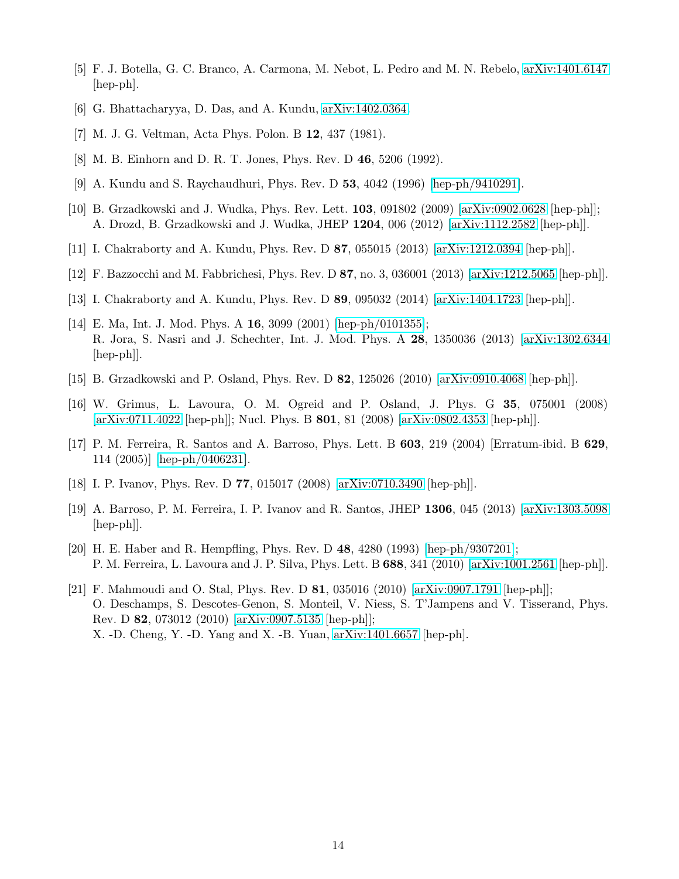[5] F. J. Botella, G. C. Branco, A. Carmona, M. Nebot, L. Pedro and M. N. Rebelo, arXiv:1401.6147 [hep-ph].

[6] G. Bhattacharyya, D. Das, and A. Kundu, arXiv:1402.0364.

[7] M. J. G. Veltman, Acta Phys. Polon. B **12**, 437 (1981).

[8] M. B. Einhorn and D. R. T. Jones, Phys. Rev. D **46**, 5206 (1992).

[9] A. Kundu and S. Raychaudhuri, Phys. Rev. D **53**, 4042 (1996) [hep-ph/9410291].

[10] B. Grzadkowski and J. Wudka, Phys. Rev. Lett. **103**, 091802 (2009) [arXiv:0902.0628 [hep-ph]]; A. Drozd, B. Grzadkowski and J. Wudka, JHEP **1204**, 006 (2012) [arXiv:1112.2582 [hep-ph]].

[11] I. Chakraborty and A. Kundu, Phys. Rev. D **87**, 055015 (2013) [arXiv:1212.0394 [hep-ph]].

[12] F. Bazzocchi and M. Fabbrichesi, Phys. Rev. D **87**, no. 3, 036001 (2013) [arXiv:1212.5065 [hep-ph]].

[13] I. Chakraborty and A. Kundu, Phys. Rev. D **89**, 095032 (2014) [arXiv:1404.1723 [hep-ph]].

[14] E. Ma, Int. J. Mod. Phys. A **16**, 3099 (2001) [hep-ph/0101355]; R. Jora, S. Nasri and J. Schechter, Int. J. Mod. Phys. A **28**, 1350036 (2013) [arXiv:1302.6344 [hep-ph]].

[15] B. Grzadkowski and P. Osland, Phys. Rev. D **82**, 125026 (2010) [arXiv:0910.4068 [hep-ph]].

[16] W. Grimus, L. Lavoura, O. M. Ogreid and P. Osland, J. Phys. G **35**, 075001 (2008) [arXiv:0711.4022 [hep-ph]]; Nucl. Phys. B **801**, 81 (2008) [arXiv:0802.4353 [hep-ph]].

[17] P. M. Ferreira, R. Santos and A. Barroso, Phys. Lett. B **603**, 219 (2004) [Erratum-ibid. B **629**, 114 (2005)] [hep-ph/0406231].

[18] I. P. Ivanov, Phys. Rev. D **77**, 015017 (2008) [arXiv:0710.3490 [hep-ph]].

[19] A. Barroso, P. M. Ferreira, I. P. Ivanov and R. Santos, JHEP **1306**, 045 (2013) [arXiv:1303.5098 [hep-ph]].

[20] H. E. Haber and R. Hempfling, Phys. Rev. D **48**, 4280 (1993) [hep-ph/9307201]; P. M. Ferreira, L. Lavoura and J. P. Silva, Phys. Lett. B **688**, 341 (2010) [arXiv:1001.2561 [hep-ph]].

[21] F. Mahmoudi and O. Stal, Phys. Rev. D **81**, 035016 (2010) [arXiv:0907.1791 [hep-ph]]; O. Deschamps, S. Descotes-Genon, S. Monteil, V. Niess, S. T'Jampens and V. Tisserand, Phys. Rev. D **82**, 073012 (2010) [arXiv:0907.5135 [hep-ph]]; X. -D. Cheng, Y. -D. Yang and X. -B. Yuan, arXiv:1401.6657 [hep-ph].